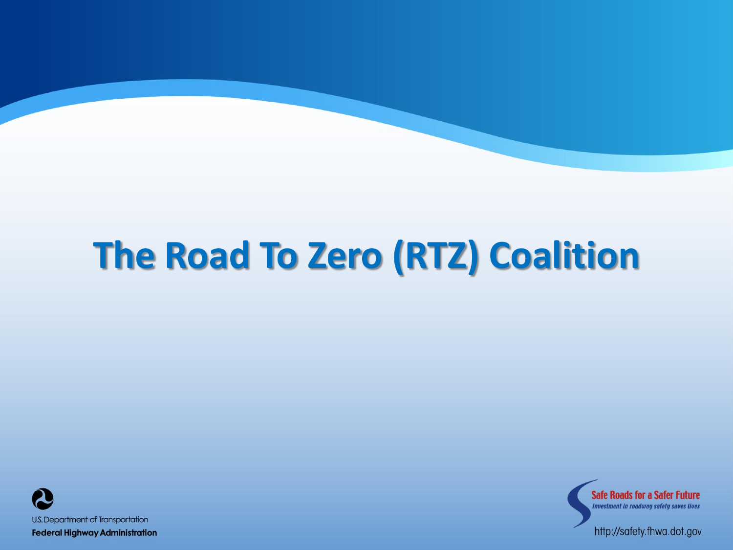# The Road To Zero (RTZ) Coalition

U.S. Department of Transportation
**Federal Highway Administration**

**Safe Roads for a Safer Future**
*Investment in roadway safety saves lives*

http://safety.fhwa.dot.gov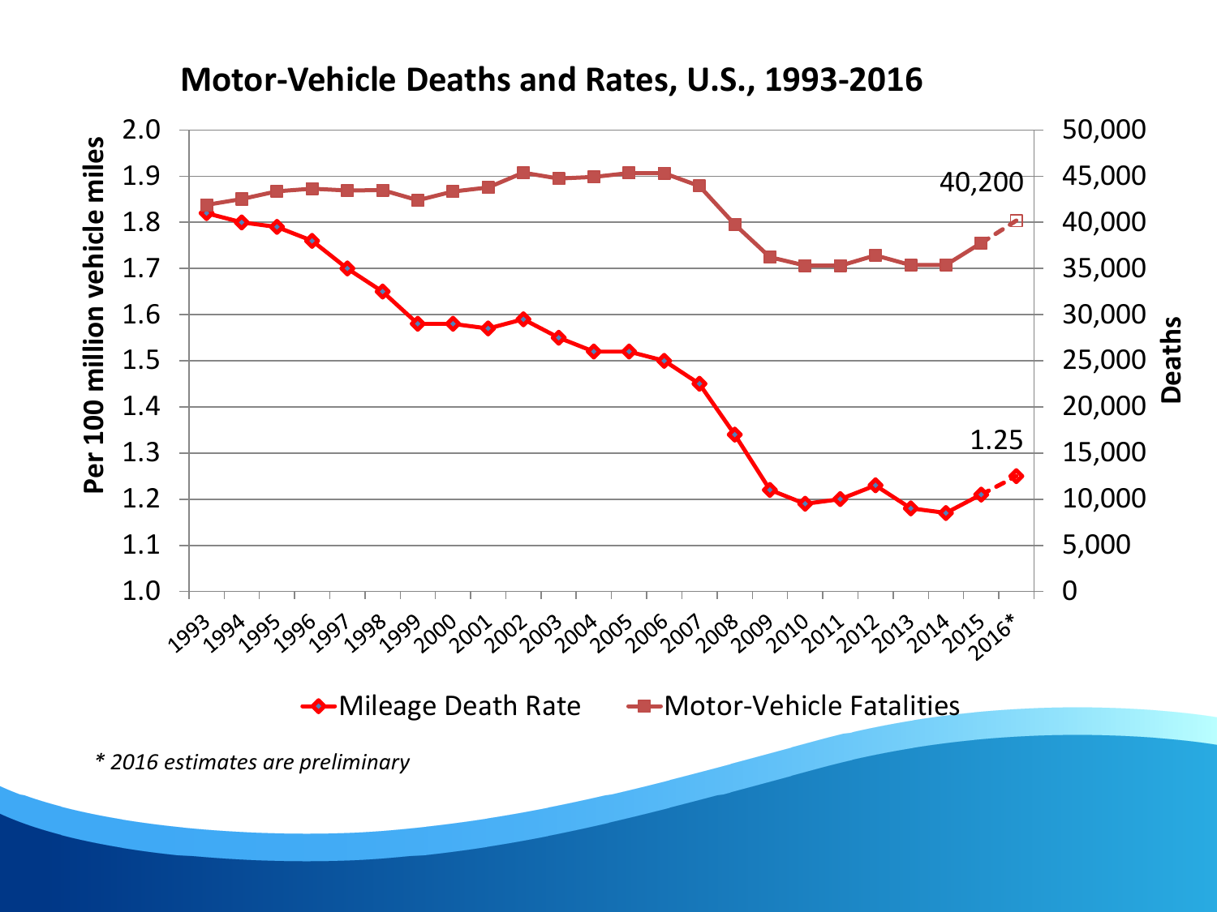# Motor-Vehicle Deaths and Rates, U.S., 1993-2016

Per 100 million vehicle miles

2.0
1.9
1.8
1.7
1.6
1.5
1.4
1.3
1.2
1.1
1.0

Deaths

50,000
45,000
40,000
35,000
30,000
25,000
20,000
15,000
10,000
5,000
0

1993 1994 1995 1996 1997 1998 1999 2000 2001 2002 2003 2004 2005 2006 2007 2008 2009 2010 2011 2012 2013 2014 2015 2016*

40,200

1.25

Mileage Death Rate

Motor-Vehicle Fatalities

*\* 2016 estimates are preliminary*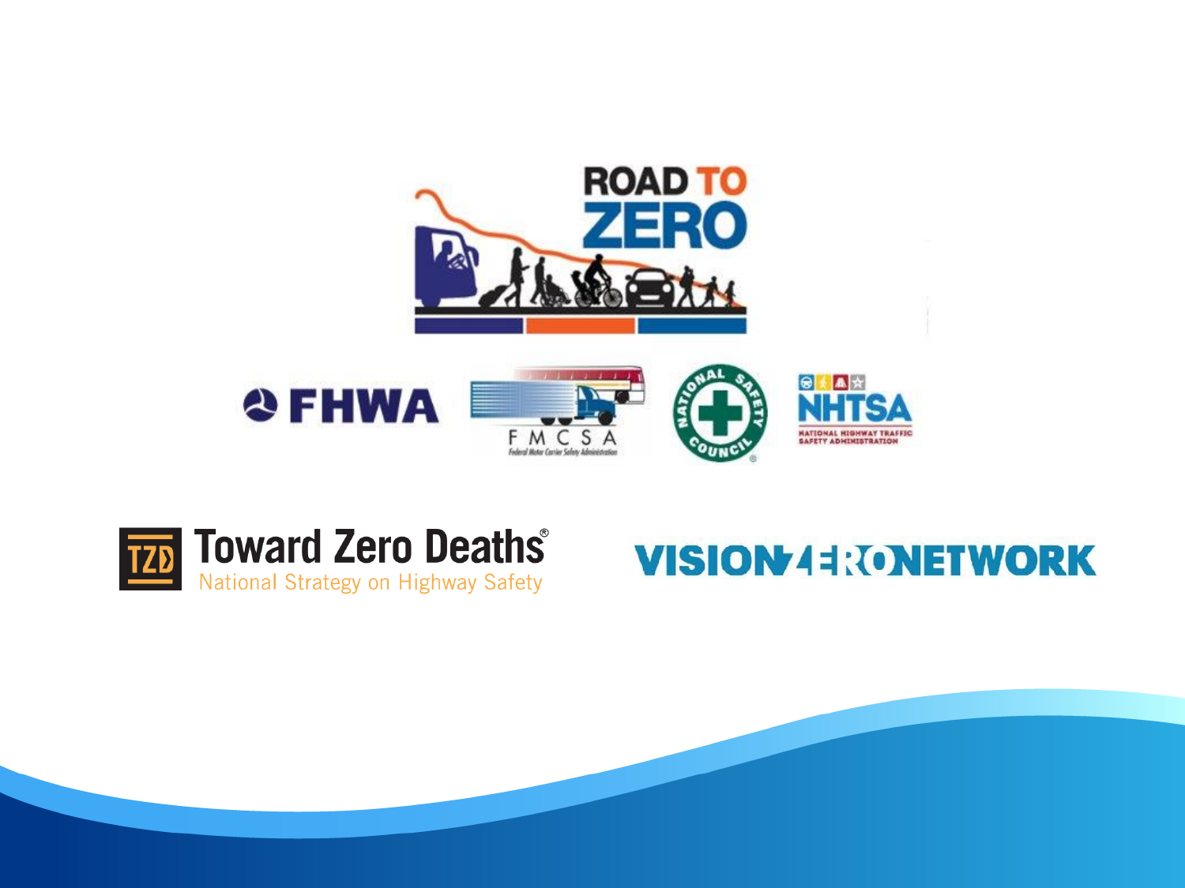ROAD TO ZERO

FHWA

FMCSA
Federal Motor Carrier Safety Administration

NATIONAL SAFETY COUNCIL

NHTSA
NATIONAL HIGHWAY TRAFFIC SAFETY ADMINISTRATION

TZD Toward Zero Deaths®
National Strategy on Highway Safety

VISION ZERO NETWORK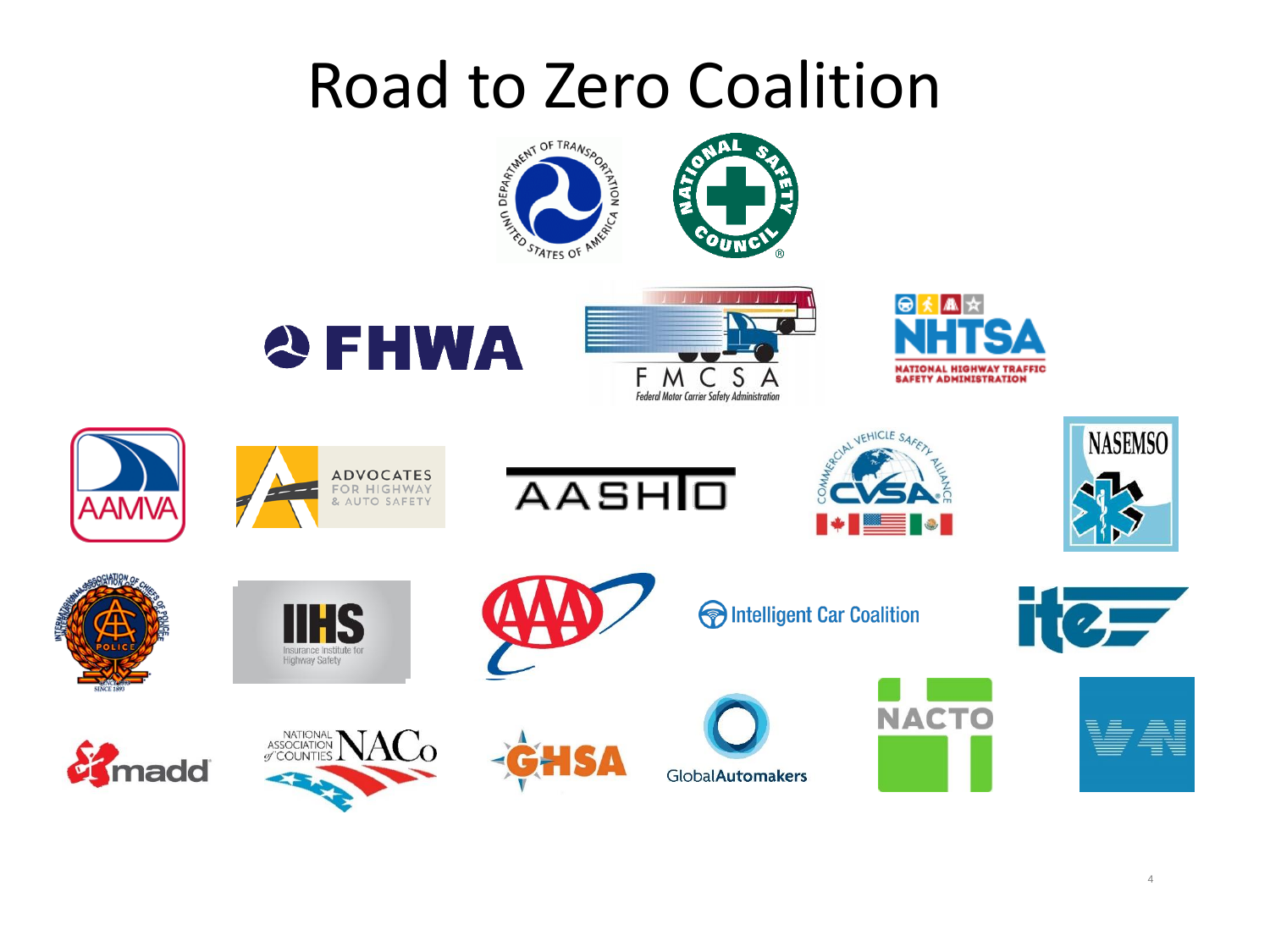# Road to Zero Coalition

FHWA

F M C S A
Federal Motor Carrier Safety Administration

NHTSA
NATIONAL HIGHWAY TRAFFIC SAFETY ADMINISTRATION

AAMVA

ADVOCATES FOR HIGHWAY & AUTO SAFETY

AASHTO

CVSA

NASEMSO

IIHS
Insurance Institute for Highway Safety

AAA

Intelligent Car Coalition

ite

madd

NATIONAL ASSOCIATION of COUNTIES NACo

GHSA

GlobalAutomakers

NACTO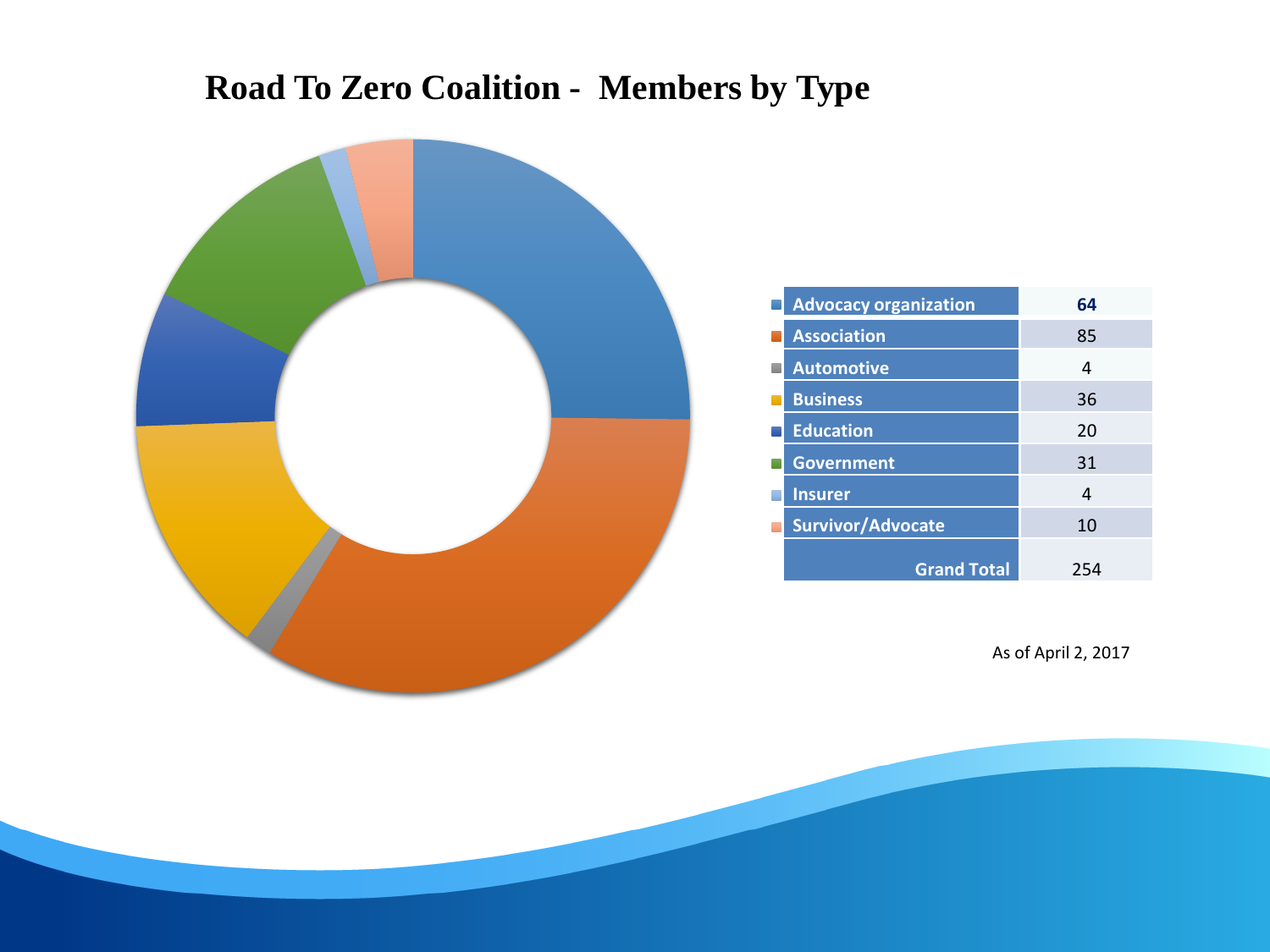# Road To Zero Coalition - Members by Type

| | |
|---|---|
| Advocacy organization | **64** |
| Association | 85 |
| Automotive | 4 |
| Business | 36 |
| Education | 20 |
| Government | 31 |
| Insurer | 4 |
| Survivor/Advocate | 10 |
| Grand Total | 254 |

As of April 2, 2017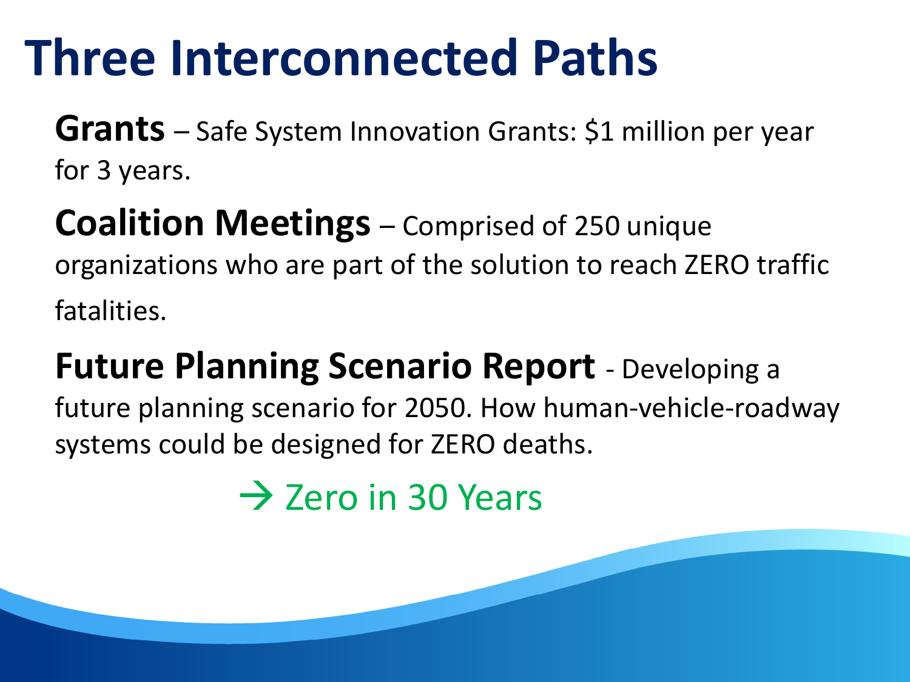# Three Interconnected Paths

**Grants** – Safe System Innovation Grants: $1 million per year for 3 years.

**Coalition Meetings** – Comprised of 250 unique organizations who are part of the solution to reach ZERO traffic fatalities.

**Future Planning Scenario Report** - Developing a future planning scenario for 2050. How human-vehicle-roadway systems could be designed for ZERO deaths.

→ Zero in 30 Years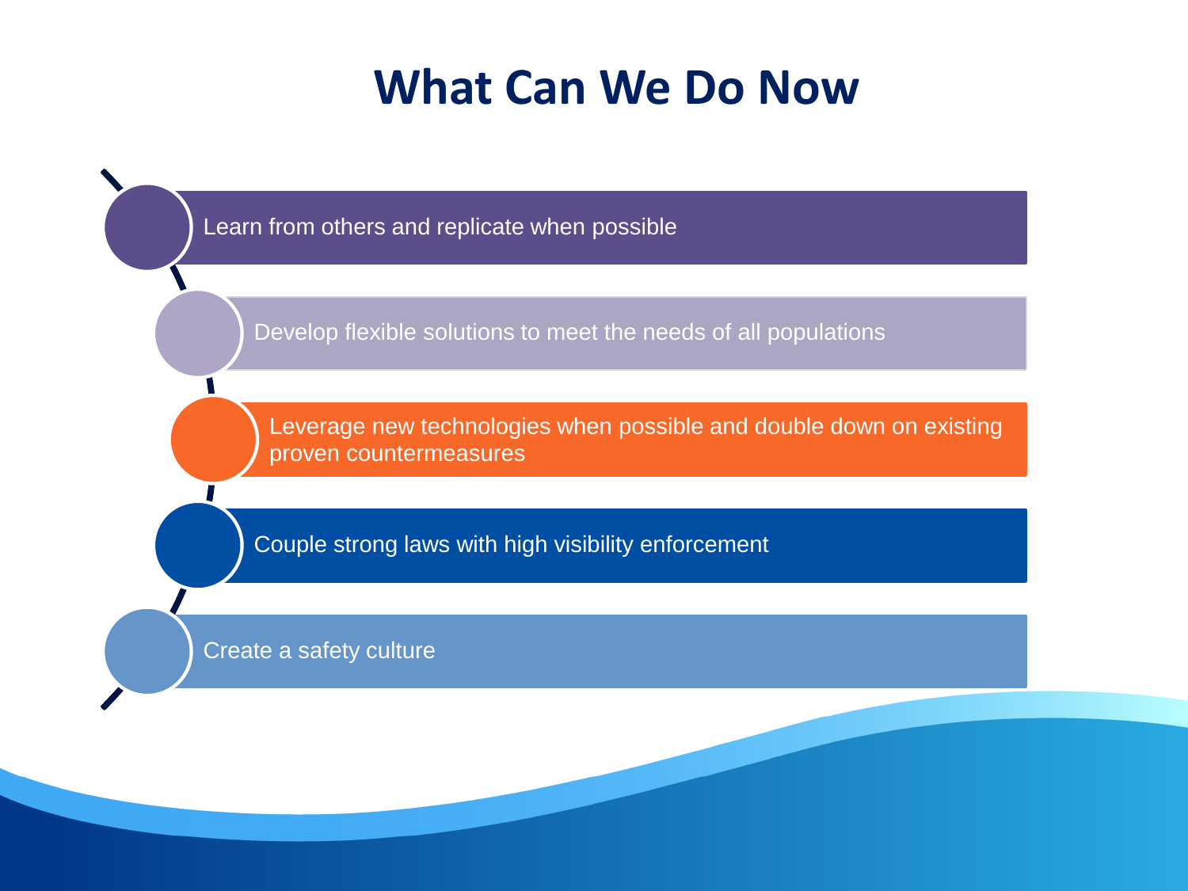# What Can We Do Now

- Learn from others and replicate when possible
- Develop flexible solutions to meet the needs of all populations
- Leverage new technologies when possible and double down on existing proven countermeasures
- Couple strong laws with high visibility enforcement
- Create a safety culture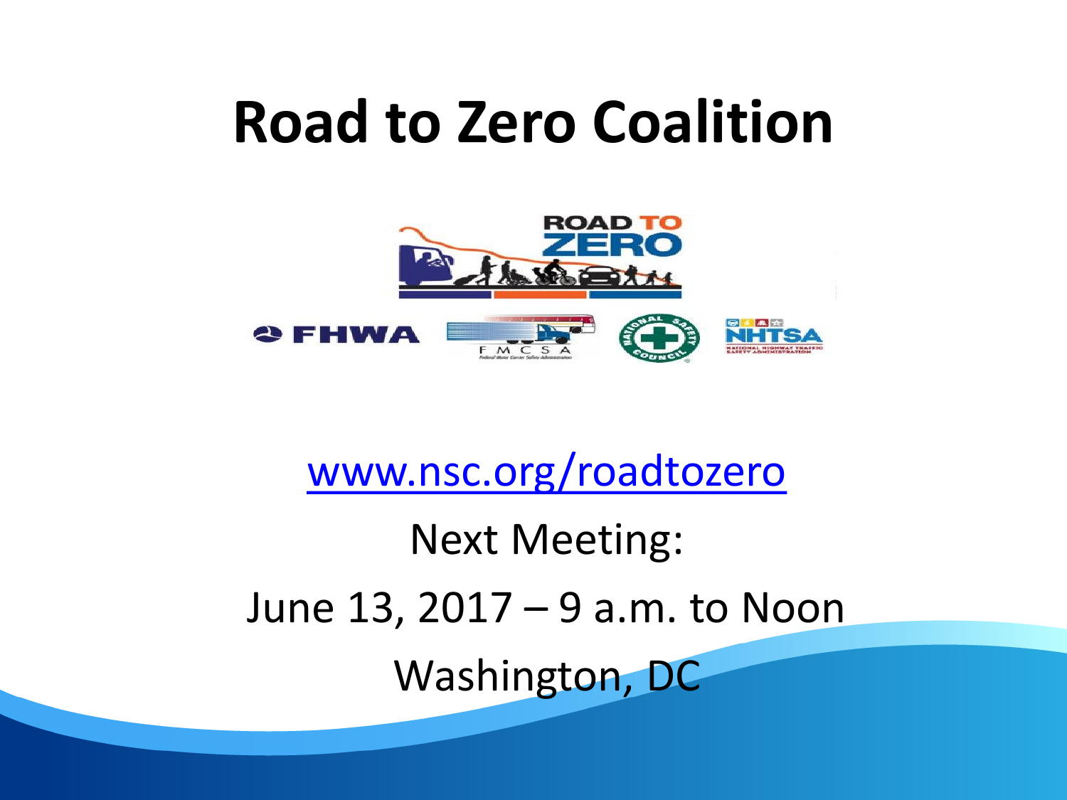# Road to Zero Coalition

www.nsc.org/roadtozero

Next Meeting:

June 13, 2017 – 9 a.m. to Noon

Washington, DC